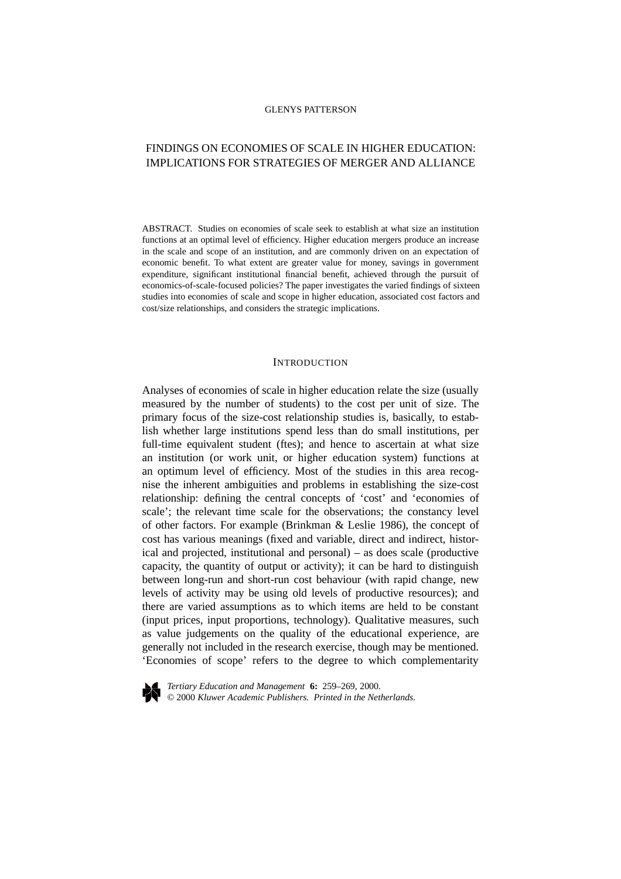GLENYS PATTERSON

# FINDINGS ON ECONOMIES OF SCALE IN HIGHER EDUCATION: IMPLICATIONS FOR STRATEGIES OF MERGER AND ALLIANCE

ABSTRACT. Studies on economies of scale seek to establish at what size an institution functions at an optimal level of efficiency. Higher education mergers produce an increase in the scale and scope of an institution, and are commonly driven on an expectation of economic benefit. To what extent are greater value for money, savings in government expenditure, significant institutional financial benefit, achieved through the pursuit of economics-of-scale-focused policies? The paper investigates the varied findings of sixteen studies into economies of scale and scope in higher education, associated cost factors and cost/size relationships, and considers the strategic implications.

## INTRODUCTION

Analyses of economies of scale in higher education relate the size (usually measured by the number of students) to the cost per unit of size. The primary focus of the size-cost relationship studies is, basically, to establish whether large institutions spend less than do small institutions, per full-time equivalent student (ftes); and hence to ascertain at what size an institution (or work unit, or higher education system) functions at an optimum level of efficiency. Most of the studies in this area recognise the inherent ambiguities and problems in establishing the size-cost relationship: defining the central concepts of 'cost' and 'economies of scale'; the relevant time scale for the observations; the constancy level of other factors. For example (Brinkman & Leslie 1986), the concept of cost has various meanings (fixed and variable, direct and indirect, historical and projected, institutional and personal) – as does scale (productive capacity, the quantity of output or activity); it can be hard to distinguish between long-run and short-run cost behaviour (with rapid change, new levels of activity may be using old levels of productive resources); and there are varied assumptions as to which items are held to be constant (input prices, input proportions, technology). Qualitative measures, such as value judgements on the quality of the educational experience, are generally not included in the research exercise, though may be mentioned. 'Economies of scope' refers to the degree to which complementarity

*Tertiary Education and Management* **6:** 259–269, 2000.
© 2000 *Kluwer Academic Publishers. Printed in the Netherlands.*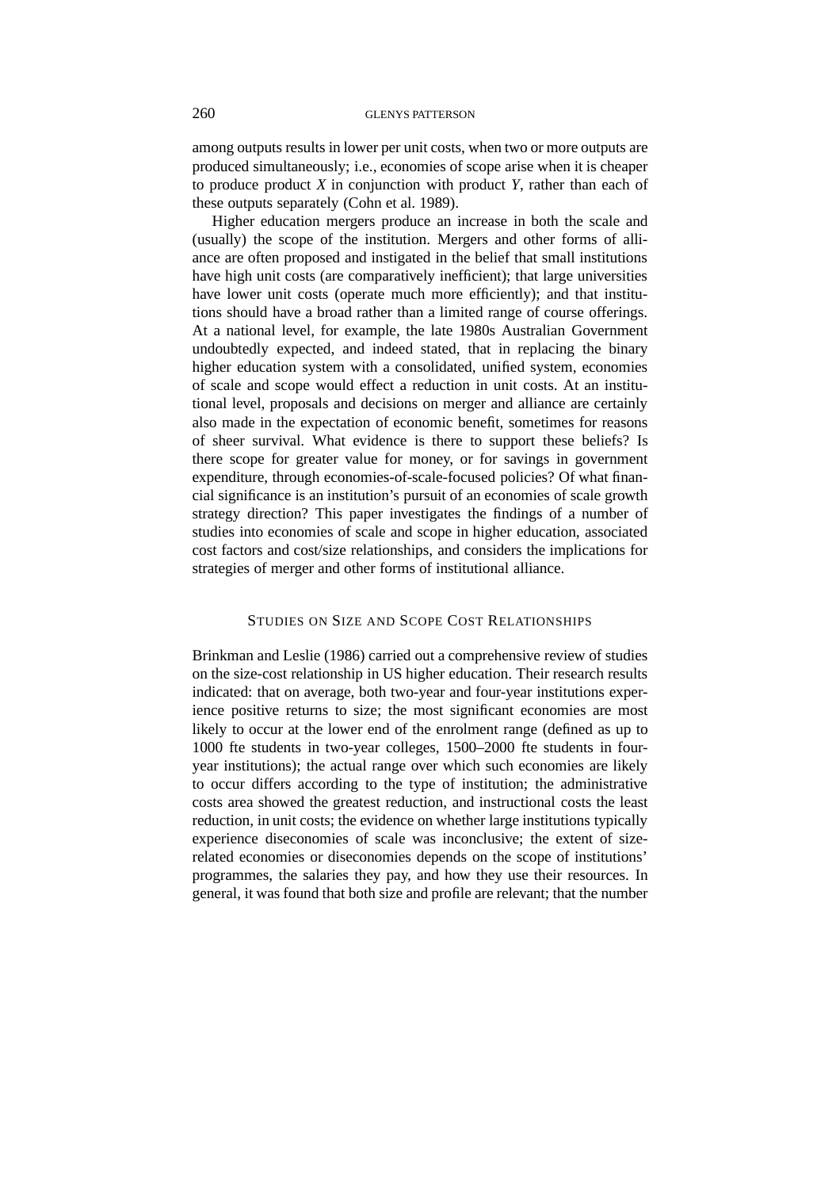among outputs results in lower per unit costs, when two or more outputs are produced simultaneously; i.e., economies of scope arise when it is cheaper to produce product *X* in conjunction with product *Y*, rather than each of these outputs separately (Cohn et al. 1989).

Higher education mergers produce an increase in both the scale and (usually) the scope of the institution. Mergers and other forms of alliance are often proposed and instigated in the belief that small institutions have high unit costs (are comparatively inefficient); that large universities have lower unit costs (operate much more efficiently); and that institutions should have a broad rather than a limited range of course offerings. At a national level, for example, the late 1980s Australian Government undoubtedly expected, and indeed stated, that in replacing the binary higher education system with a consolidated, unified system, economies of scale and scope would effect a reduction in unit costs. At an institutional level, proposals and decisions on merger and alliance are certainly also made in the expectation of economic benefit, sometimes for reasons of sheer survival. What evidence is there to support these beliefs? Is there scope for greater value for money, or for savings in government expenditure, through economies-of-scale-focused policies? Of what financial significance is an institution's pursuit of an economies of scale growth strategy direction? This paper investigates the findings of a number of studies into economies of scale and scope in higher education, associated cost factors and cost/size relationships, and considers the implications for strategies of merger and other forms of institutional alliance.

## Studies on Size and Scope Cost Relationships

Brinkman and Leslie (1986) carried out a comprehensive review of studies on the size-cost relationship in US higher education. Their research results indicated: that on average, both two-year and four-year institutions experience positive returns to size; the most significant economies are most likely to occur at the lower end of the enrolment range (defined as up to 1000 fte students in two-year colleges, 1500–2000 fte students in four-year institutions); the actual range over which such economies are likely to occur differs according to the type of institution; the administrative costs area showed the greatest reduction, and instructional costs the least reduction, in unit costs; the evidence on whether large institutions typically experience diseconomies of scale was inconclusive; the extent of size-related economies or diseconomies depends on the scope of institutions' programmes, the salaries they pay, and how they use their resources. In general, it was found that both size and profile are relevant; that the number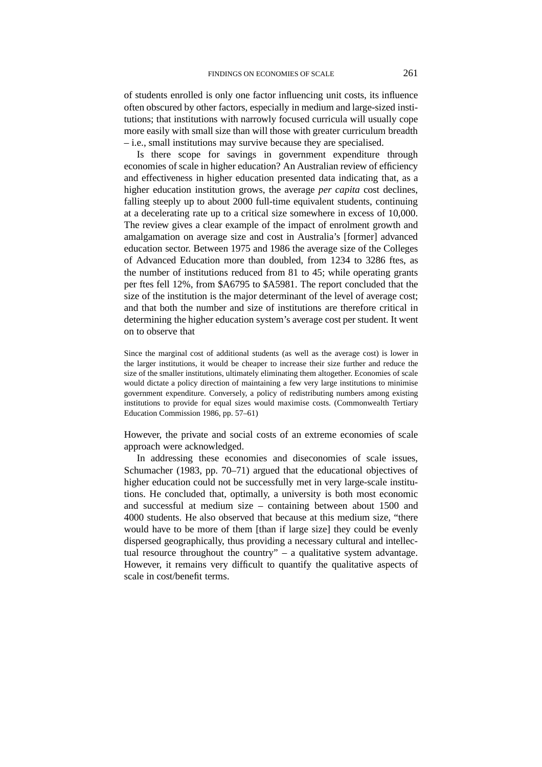of students enrolled is only one factor influencing unit costs, its influence often obscured by other factors, especially in medium and large-sized institutions; that institutions with narrowly focused curricula will usually cope more easily with small size than will those with greater curriculum breadth – i.e., small institutions may survive because they are specialised.

Is there scope for savings in government expenditure through economies of scale in higher education? An Australian review of efficiency and effectiveness in higher education presented data indicating that, as a higher education institution grows, the average *per capita* cost declines, falling steeply up to about 2000 full-time equivalent students, continuing at a decelerating rate up to a critical size somewhere in excess of 10,000. The review gives a clear example of the impact of enrolment growth and amalgamation on average size and cost in Australia's [former] advanced education sector. Between 1975 and 1986 the average size of the Colleges of Advanced Education more than doubled, from 1234 to 3286 ftes, as the number of institutions reduced from 81 to 45; while operating grants per ftes fell 12%, from $A6795 to $A5981. The report concluded that the size of the institution is the major determinant of the level of average cost; and that both the number and size of institutions are therefore critical in determining the higher education system's average cost per student. It went on to observe that

> Since the marginal cost of additional students (as well as the average cost) is lower in the larger institutions, it would be cheaper to increase their size further and reduce the size of the smaller institutions, ultimately eliminating them altogether. Economies of scale would dictate a policy direction of maintaining a few very large institutions to minimise government expenditure. Conversely, a policy of redistributing numbers among existing institutions to provide for equal sizes would maximise costs. (Commonwealth Tertiary Education Commission 1986, pp. 57–61)

However, the private and social costs of an extreme economies of scale approach were acknowledged.

In addressing these economies and diseconomies of scale issues, Schumacher (1983, pp. 70–71) argued that the educational objectives of higher education could not be successfully met in very large-scale institutions. He concluded that, optimally, a university is both most economic and successful at medium size – containing between about 1500 and 4000 students. He also observed that because at this medium size, "there would have to be more of them [than if large size] they could be evenly dispersed geographically, thus providing a necessary cultural and intellectual resource throughout the country" – a qualitative system advantage. However, it remains very difficult to quantify the qualitative aspects of scale in cost/benefit terms.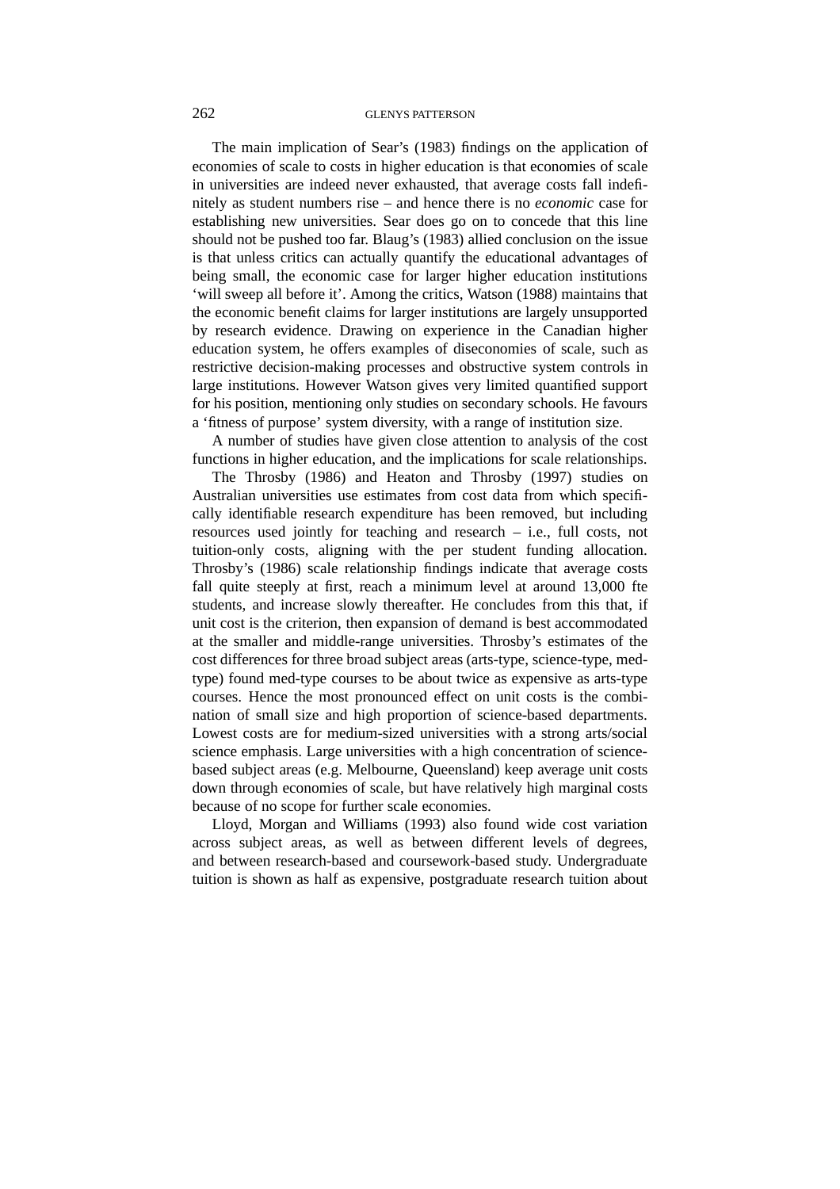The main implication of Sear's (1983) findings on the application of economies of scale to costs in higher education is that economies of scale in universities are indeed never exhausted, that average costs fall indefinitely as student numbers rise – and hence there is no *economic* case for establishing new universities. Sear does go on to concede that this line should not be pushed too far. Blaug's (1983) allied conclusion on the issue is that unless critics can actually quantify the educational advantages of being small, the economic case for larger higher education institutions 'will sweep all before it'. Among the critics, Watson (1988) maintains that the economic benefit claims for larger institutions are largely unsupported by research evidence. Drawing on experience in the Canadian higher education system, he offers examples of diseconomies of scale, such as restrictive decision-making processes and obstructive system controls in large institutions. However Watson gives very limited quantified support for his position, mentioning only studies on secondary schools. He favours a 'fitness of purpose' system diversity, with a range of institution size.

A number of studies have given close attention to analysis of the cost functions in higher education, and the implications for scale relationships.

The Throsby (1986) and Heaton and Throsby (1997) studies on Australian universities use estimates from cost data from which specifically identifiable research expenditure has been removed, but including resources used jointly for teaching and research – i.e., full costs, not tuition-only costs, aligning with the per student funding allocation. Throsby's (1986) scale relationship findings indicate that average costs fall quite steeply at first, reach a minimum level at around 13,000 fte students, and increase slowly thereafter. He concludes from this that, if unit cost is the criterion, then expansion of demand is best accommodated at the smaller and middle-range universities. Throsby's estimates of the cost differences for three broad subject areas (arts-type, science-type, med-type) found med-type courses to be about twice as expensive as arts-type courses. Hence the most pronounced effect on unit costs is the combination of small size and high proportion of science-based departments. Lowest costs are for medium-sized universities with a strong arts/social science emphasis. Large universities with a high concentration of science-based subject areas (e.g. Melbourne, Queensland) keep average unit costs down through economies of scale, but have relatively high marginal costs because of no scope for further scale economies.

Lloyd, Morgan and Williams (1993) also found wide cost variation across subject areas, as well as between different levels of degrees, and between research-based and coursework-based study. Undergraduate tuition is shown as half as expensive, postgraduate research tuition about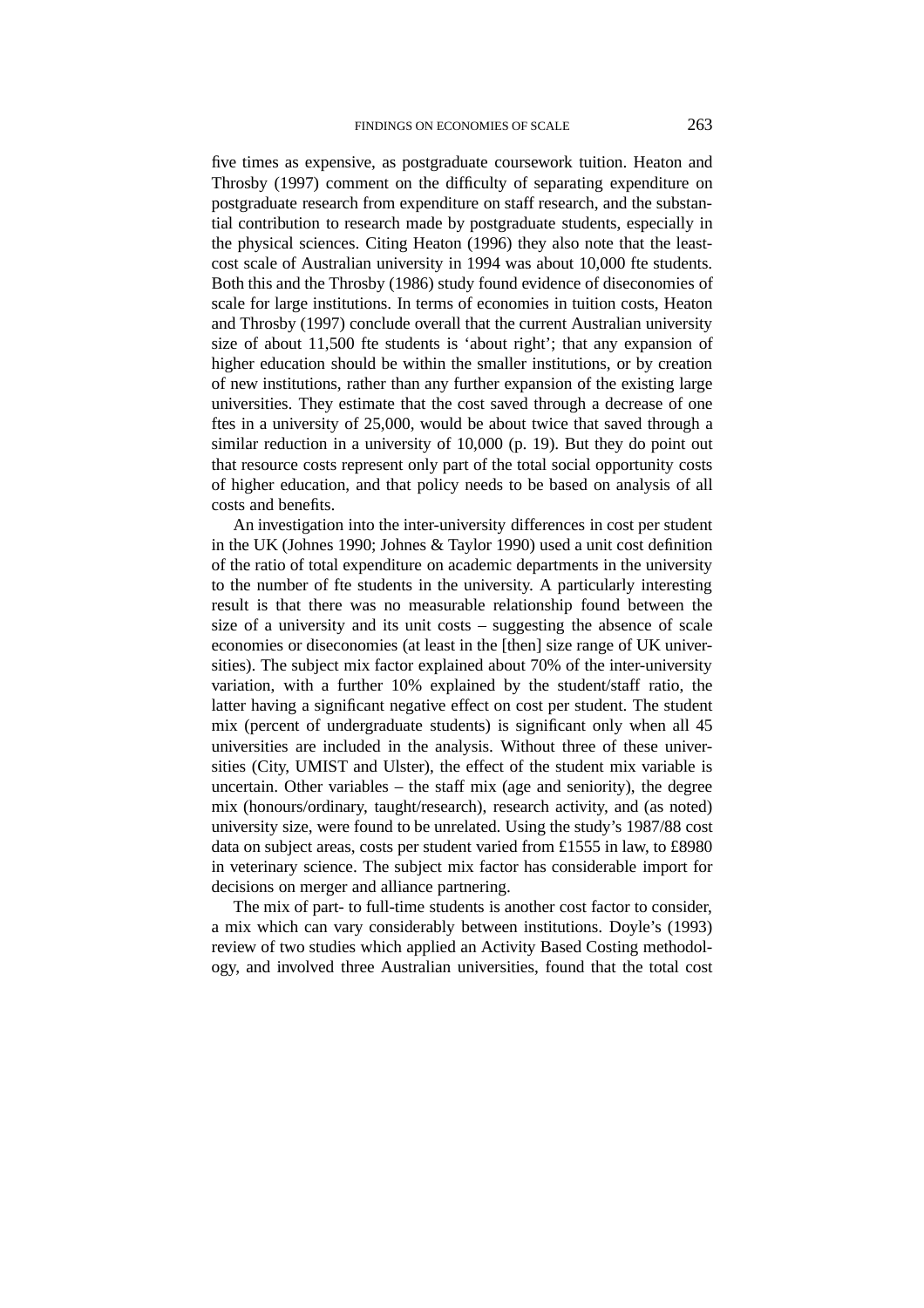five times as expensive, as postgraduate coursework tuition. Heaton and Throsby (1997) comment on the difficulty of separating expenditure on postgraduate research from expenditure on staff research, and the substantial contribution to research made by postgraduate students, especially in the physical sciences. Citing Heaton (1996) they also note that the least-cost scale of Australian university in 1994 was about 10,000 fte students. Both this and the Throsby (1986) study found evidence of diseconomies of scale for large institutions. In terms of economies in tuition costs, Heaton and Throsby (1997) conclude overall that the current Australian university size of about 11,500 fte students is 'about right'; that any expansion of higher education should be within the smaller institutions, or by creation of new institutions, rather than any further expansion of the existing large universities. They estimate that the cost saved through a decrease of one ftes in a university of 25,000, would be about twice that saved through a similar reduction in a university of 10,000 (p. 19). But they do point out that resource costs represent only part of the total social opportunity costs of higher education, and that policy needs to be based on analysis of all costs and benefits.

An investigation into the inter-university differences in cost per student in the UK (Johnes 1990; Johnes & Taylor 1990) used a unit cost definition of the ratio of total expenditure on academic departments in the university to the number of fte students in the university. A particularly interesting result is that there was no measurable relationship found between the size of a university and its unit costs – suggesting the absence of scale economies or diseconomies (at least in the [then] size range of UK universities). The subject mix factor explained about 70% of the inter-university variation, with a further 10% explained by the student/staff ratio, the latter having a significant negative effect on cost per student. The student mix (percent of undergraduate students) is significant only when all 45 universities are included in the analysis. Without three of these universities (City, UMIST and Ulster), the effect of the student mix variable is uncertain. Other variables – the staff mix (age and seniority), the degree mix (honours/ordinary, taught/research), research activity, and (as noted) university size, were found to be unrelated. Using the study's 1987/88 cost data on subject areas, costs per student varied from £1555 in law, to £8980 in veterinary science. The subject mix factor has considerable import for decisions on merger and alliance partnering.

The mix of part- to full-time students is another cost factor to consider, a mix which can vary considerably between institutions. Doyle's (1993) review of two studies which applied an Activity Based Costing methodology, and involved three Australian universities, found that the total cost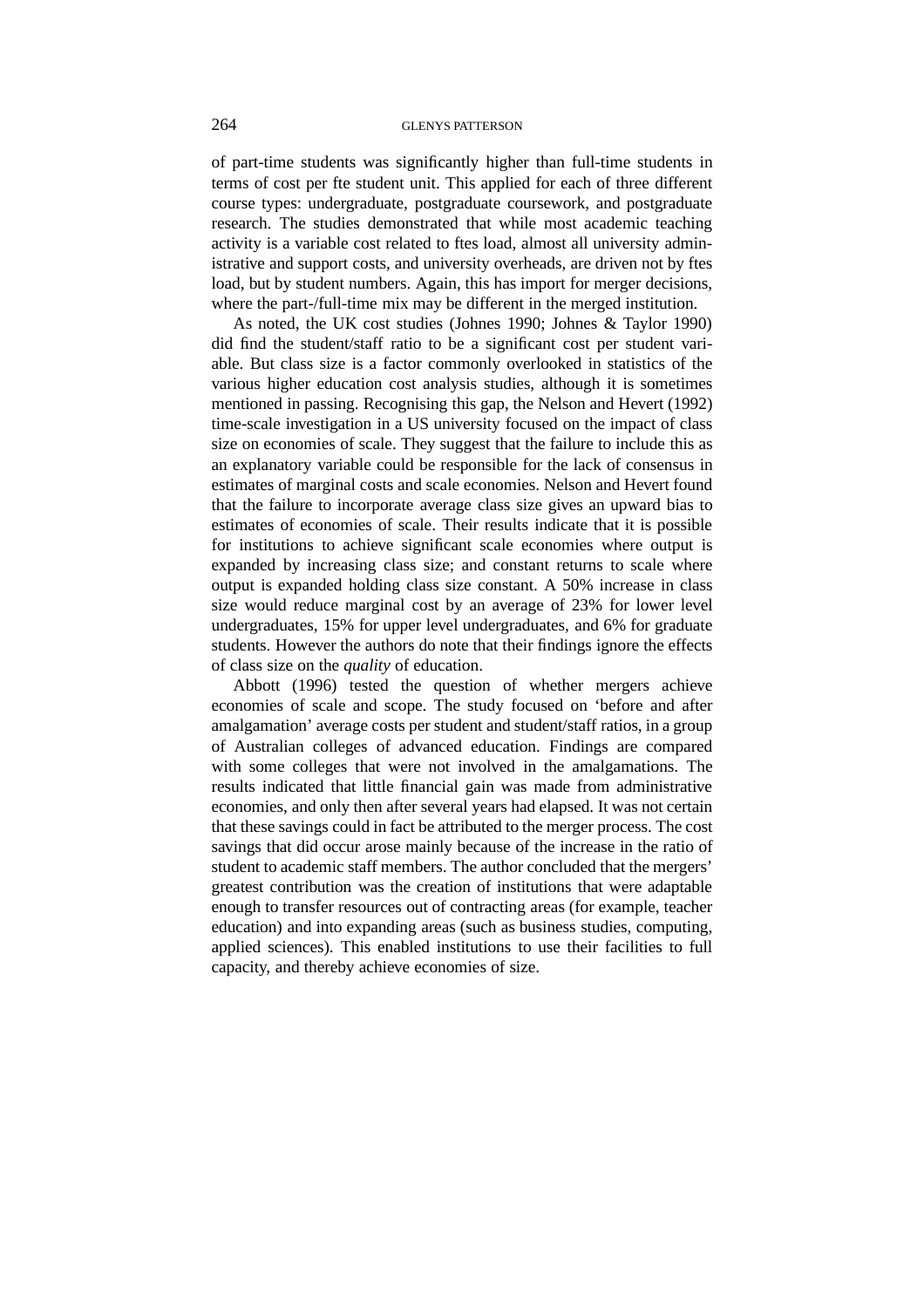of part-time students was significantly higher than full-time students in terms of cost per fte student unit. This applied for each of three different course types: undergraduate, postgraduate coursework, and postgraduate research. The studies demonstrated that while most academic teaching activity is a variable cost related to ftes load, almost all university administrative and support costs, and university overheads, are driven not by ftes load, but by student numbers. Again, this has import for merger decisions, where the part-/full-time mix may be different in the merged institution.

As noted, the UK cost studies (Johnes 1990; Johnes & Taylor 1990) did find the student/staff ratio to be a significant cost per student variable. But class size is a factor commonly overlooked in statistics of the various higher education cost analysis studies, although it is sometimes mentioned in passing. Recognising this gap, the Nelson and Hevert (1992) time-scale investigation in a US university focused on the impact of class size on economies of scale. They suggest that the failure to include this as an explanatory variable could be responsible for the lack of consensus in estimates of marginal costs and scale economies. Nelson and Hevert found that the failure to incorporate average class size gives an upward bias to estimates of economies of scale. Their results indicate that it is possible for institutions to achieve significant scale economies where output is expanded by increasing class size; and constant returns to scale where output is expanded holding class size constant. A 50% increase in class size would reduce marginal cost by an average of 23% for lower level undergraduates, 15% for upper level undergraduates, and 6% for graduate students. However the authors do note that their findings ignore the effects of class size on the *quality* of education.

Abbott (1996) tested the question of whether mergers achieve economies of scale and scope. The study focused on 'before and after amalgamation' average costs per student and student/staff ratios, in a group of Australian colleges of advanced education. Findings are compared with some colleges that were not involved in the amalgamations. The results indicated that little financial gain was made from administrative economies, and only then after several years had elapsed. It was not certain that these savings could in fact be attributed to the merger process. The cost savings that did occur arose mainly because of the increase in the ratio of student to academic staff members. The author concluded that the mergers' greatest contribution was the creation of institutions that were adaptable enough to transfer resources out of contracting areas (for example, teacher education) and into expanding areas (such as business studies, computing, applied sciences). This enabled institutions to use their facilities to full capacity, and thereby achieve economies of size.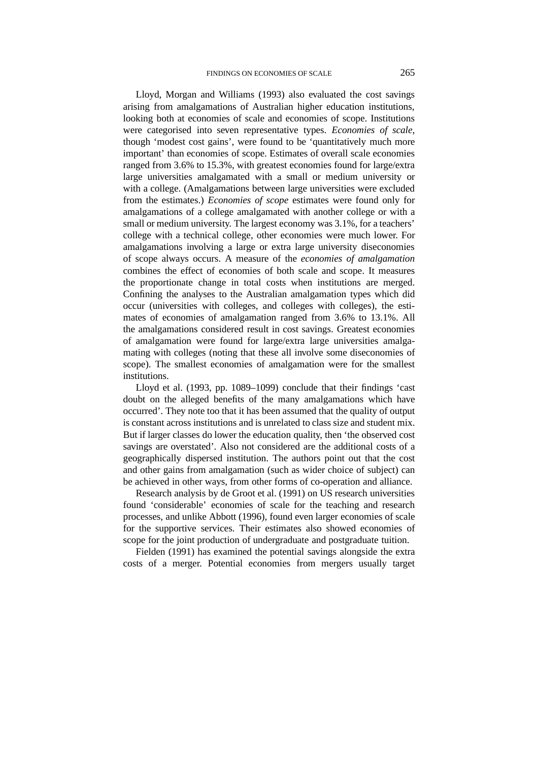Lloyd, Morgan and Williams (1993) also evaluated the cost savings arising from amalgamations of Australian higher education institutions, looking both at economies of scale and economies of scope. Institutions were categorised into seven representative types. *Economies of scale*, though 'modest cost gains', were found to be 'quantitatively much more important' than economies of scope. Estimates of overall scale economies ranged from 3.6% to 15.3%, with greatest economies found for large/extra large universities amalgamated with a small or medium university or with a college. (Amalgamations between large universities were excluded from the estimates.) *Economies of scope* estimates were found only for amalgamations of a college amalgamated with another college or with a small or medium university. The largest economy was 3.1%, for a teachers' college with a technical college, other economies were much lower. For amalgamations involving a large or extra large university diseconomies of scope always occurs. A measure of the *economies of amalgamation* combines the effect of economies of both scale and scope. It measures the proportionate change in total costs when institutions are merged. Confining the analyses to the Australian amalgamation types which did occur (universities with colleges, and colleges with colleges), the estimates of economies of amalgamation ranged from 3.6% to 13.1%. All the amalgamations considered result in cost savings. Greatest economies of amalgamation were found for large/extra large universities amalgamating with colleges (noting that these all involve some diseconomies of scope). The smallest economies of amalgamation were for the smallest institutions.

Lloyd et al. (1993, pp. 1089–1099) conclude that their findings 'cast doubt on the alleged benefits of the many amalgamations which have occurred'. They note too that it has been assumed that the quality of output is constant across institutions and is unrelated to class size and student mix. But if larger classes do lower the education quality, then 'the observed cost savings are overstated'. Also not considered are the additional costs of a geographically dispersed institution. The authors point out that the cost and other gains from amalgamation (such as wider choice of subject) can be achieved in other ways, from other forms of co-operation and alliance.

Research analysis by de Groot et al. (1991) on US research universities found 'considerable' economies of scale for the teaching and research processes, and unlike Abbott (1996), found even larger economies of scale for the supportive services. Their estimates also showed economies of scope for the joint production of undergraduate and postgraduate tuition.

Fielden (1991) has examined the potential savings alongside the extra costs of a merger. Potential economies from mergers usually target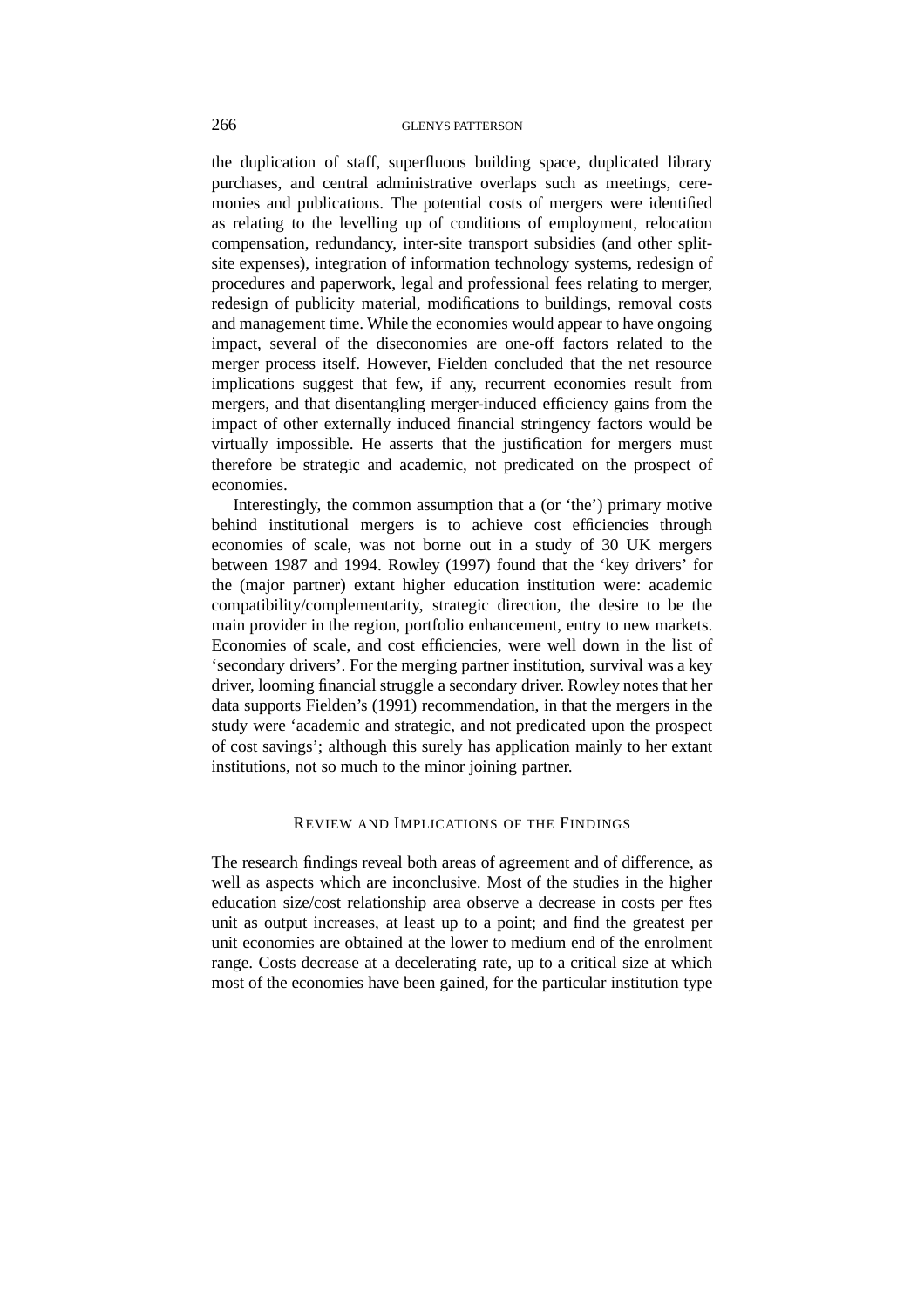the duplication of staff, superfluous building space, duplicated library purchases, and central administrative overlaps such as meetings, ceremonies and publications. The potential costs of mergers were identified as relating to the levelling up of conditions of employment, relocation compensation, redundancy, inter-site transport subsidies (and other split-site expenses), integration of information technology systems, redesign of procedures and paperwork, legal and professional fees relating to merger, redesign of publicity material, modifications to buildings, removal costs and management time. While the economies would appear to have ongoing impact, several of the diseconomies are one-off factors related to the merger process itself. However, Fielden concluded that the net resource implications suggest that few, if any, recurrent economies result from mergers, and that disentangling merger-induced efficiency gains from the impact of other externally induced financial stringency factors would be virtually impossible. He asserts that the justification for mergers must therefore be strategic and academic, not predicated on the prospect of economies.

Interestingly, the common assumption that a (or 'the') primary motive behind institutional mergers is to achieve cost efficiencies through economies of scale, was not borne out in a study of 30 UK mergers between 1987 and 1994. Rowley (1997) found that the 'key drivers' for the (major partner) extant higher education institution were: academic compatibility/complementarity, strategic direction, the desire to be the main provider in the region, portfolio enhancement, entry to new markets. Economies of scale, and cost efficiencies, were well down in the list of 'secondary drivers'. For the merging partner institution, survival was a key driver, looming financial struggle a secondary driver. Rowley notes that her data supports Fielden's (1991) recommendation, in that the mergers in the study were 'academic and strategic, and not predicated upon the prospect of cost savings'; although this surely has application mainly to her extant institutions, not so much to the minor joining partner.

## REVIEW AND IMPLICATIONS OF THE FINDINGS

The research findings reveal both areas of agreement and of difference, as well as aspects which are inconclusive. Most of the studies in the higher education size/cost relationship area observe a decrease in costs per ftes unit as output increases, at least up to a point; and find the greatest per unit economies are obtained at the lower to medium end of the enrolment range. Costs decrease at a decelerating rate, up to a critical size at which most of the economies have been gained, for the particular institution type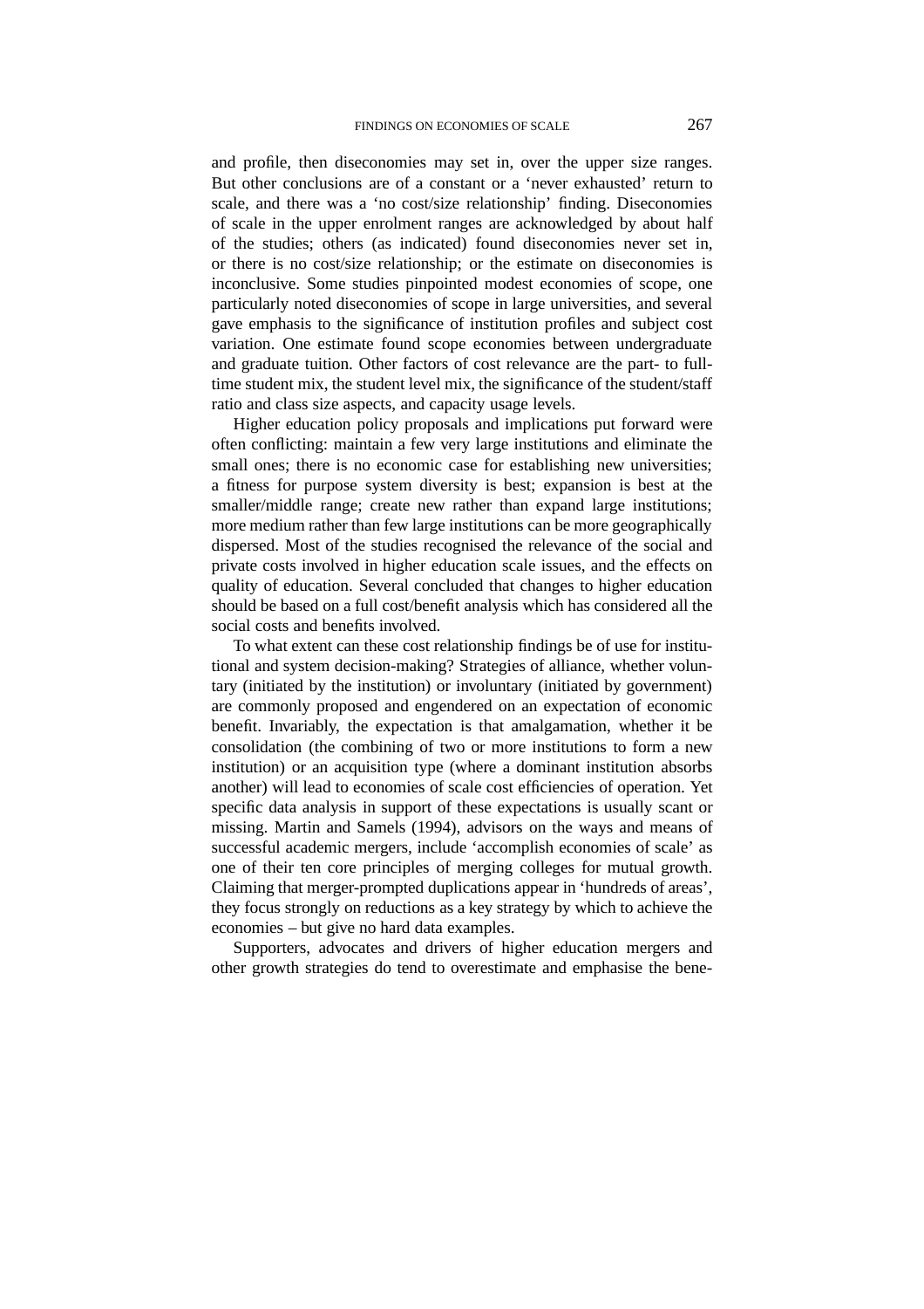and profile, then diseconomies may set in, over the upper size ranges. But other conclusions are of a constant or a 'never exhausted' return to scale, and there was a 'no cost/size relationship' finding. Diseconomies of scale in the upper enrolment ranges are acknowledged by about half of the studies; others (as indicated) found diseconomies never set in, or there is no cost/size relationship; or the estimate on diseconomies is inconclusive. Some studies pinpointed modest economies of scope, one particularly noted diseconomies of scope in large universities, and several gave emphasis to the significance of institution profiles and subject cost variation. One estimate found scope economies between undergraduate and graduate tuition. Other factors of cost relevance are the part- to full-time student mix, the student level mix, the significance of the student/staff ratio and class size aspects, and capacity usage levels.

Higher education policy proposals and implications put forward were often conflicting: maintain a few very large institutions and eliminate the small ones; there is no economic case for establishing new universities; a fitness for purpose system diversity is best; expansion is best at the smaller/middle range; create new rather than expand large institutions; more medium rather than few large institutions can be more geographically dispersed. Most of the studies recognised the relevance of the social and private costs involved in higher education scale issues, and the effects on quality of education. Several concluded that changes to higher education should be based on a full cost/benefit analysis which has considered all the social costs and benefits involved.

To what extent can these cost relationship findings be of use for institutional and system decision-making? Strategies of alliance, whether voluntary (initiated by the institution) or involuntary (initiated by government) are commonly proposed and engendered on an expectation of economic benefit. Invariably, the expectation is that amalgamation, whether it be consolidation (the combining of two or more institutions to form a new institution) or an acquisition type (where a dominant institution absorbs another) will lead to economies of scale cost efficiencies of operation. Yet specific data analysis in support of these expectations is usually scant or missing. Martin and Samels (1994), advisors on the ways and means of successful academic mergers, include 'accomplish economies of scale' as one of their ten core principles of merging colleges for mutual growth. Claiming that merger-prompted duplications appear in 'hundreds of areas', they focus strongly on reductions as a key strategy by which to achieve the economies – but give no hard data examples.

Supporters, advocates and drivers of higher education mergers and other growth strategies do tend to overestimate and emphasise the bene-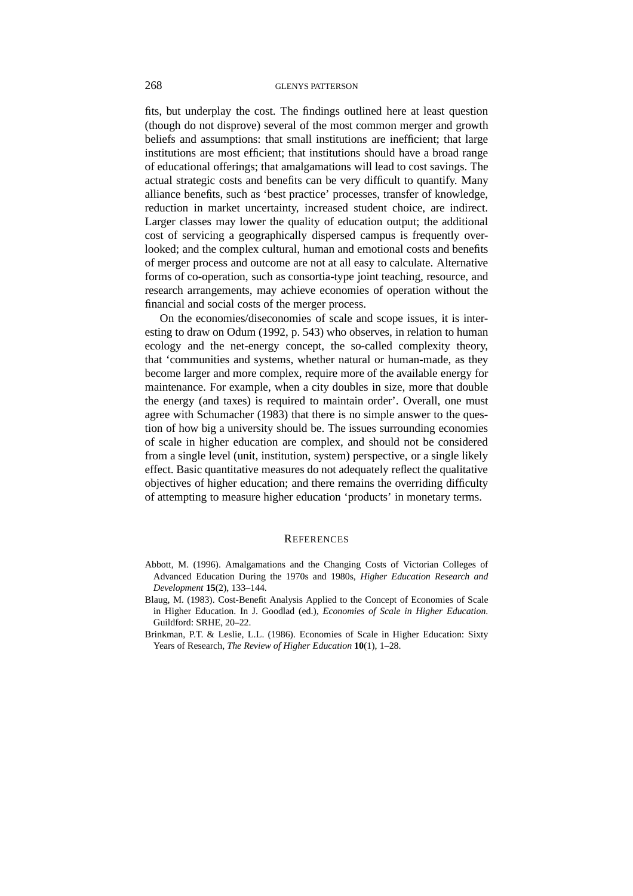fits, but underplay the cost. The findings outlined here at least question (though do not disprove) several of the most common merger and growth beliefs and assumptions: that small institutions are inefficient; that large institutions are most efficient; that institutions should have a broad range of educational offerings; that amalgamations will lead to cost savings. The actual strategic costs and benefits can be very difficult to quantify. Many alliance benefits, such as 'best practice' processes, transfer of knowledge, reduction in market uncertainty, increased student choice, are indirect. Larger classes may lower the quality of education output; the additional cost of servicing a geographically dispersed campus is frequently overlooked; and the complex cultural, human and emotional costs and benefits of merger process and outcome are not at all easy to calculate. Alternative forms of co-operation, such as consortia-type joint teaching, resource, and research arrangements, may achieve economies of operation without the financial and social costs of the merger process.

On the economies/diseconomies of scale and scope issues, it is interesting to draw on Odum (1992, p. 543) who observes, in relation to human ecology and the net-energy concept, the so-called complexity theory, that 'communities and systems, whether natural or human-made, as they become larger and more complex, require more of the available energy for maintenance. For example, when a city doubles in size, more that double the energy (and taxes) is required to maintain order'. Overall, one must agree with Schumacher (1983) that there is no simple answer to the question of how big a university should be. The issues surrounding economies of scale in higher education are complex, and should not be considered from a single level (unit, institution, system) perspective, or a single likely effect. Basic quantitative measures do not adequately reflect the qualitative objectives of higher education; and there remains the overriding difficulty of attempting to measure higher education 'products' in monetary terms.

## References

Abbott, M. (1996). Amalgamations and the Changing Costs of Victorian Colleges of Advanced Education During the 1970s and 1980s, *Higher Education Research and Development* **15**(2), 133–144.

Blaug, M. (1983). Cost-Benefit Analysis Applied to the Concept of Economies of Scale in Higher Education. In J. Goodlad (ed.), *Economies of Scale in Higher Education*. Guildford: SRHE, 20–22.

Brinkman, P.T. & Leslie, L.L. (1986). Economies of Scale in Higher Education: Sixty Years of Research, *The Review of Higher Education* **10**(1), 1–28.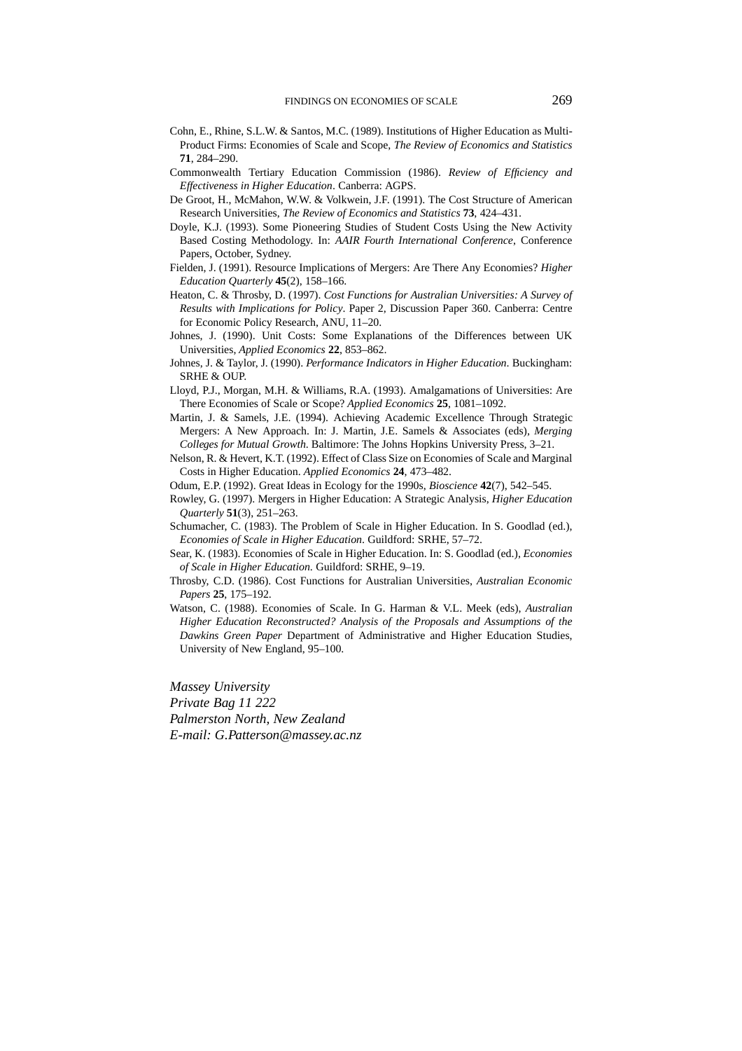Cohn, E., Rhine, S.L.W. & Santos, M.C. (1989). Institutions of Higher Education as Multi-Product Firms: Economies of Scale and Scope, *The Review of Economics and Statistics* **71**, 284–290.

Commonwealth Tertiary Education Commission (1986). *Review of Efficiency and Effectiveness in Higher Education*. Canberra: AGPS.

De Groot, H., McMahon, W.W. & Volkwein, J.F. (1991). The Cost Structure of American Research Universities, *The Review of Economics and Statistics* **73**, 424–431.

Doyle, K.J. (1993). Some Pioneering Studies of Student Costs Using the New Activity Based Costing Methodology. In: *AAIR Fourth International Conference*, Conference Papers, October, Sydney.

Fielden, J. (1991). Resource Implications of Mergers: Are There Any Economies? *Higher Education Quarterly* **45**(2), 158–166.

Heaton, C. & Throsby, D. (1997). *Cost Functions for Australian Universities: A Survey of Results with Implications for Policy*. Paper 2, Discussion Paper 360. Canberra: Centre for Economic Policy Research, ANU, 11–20.

Johnes, J. (1990). Unit Costs: Some Explanations of the Differences between UK Universities, *Applied Economics* **22**, 853–862.

Johnes, J. & Taylor, J. (1990). *Performance Indicators in Higher Education*. Buckingham: SRHE & OUP.

Lloyd, P.J., Morgan, M.H. & Williams, R.A. (1993). Amalgamations of Universities: Are There Economies of Scale or Scope? *Applied Economics* **25**, 1081–1092.

Martin, J. & Samels, J.E. (1994). Achieving Academic Excellence Through Strategic Mergers: A New Approach. In: J. Martin, J.E. Samels & Associates (eds), *Merging Colleges for Mutual Growth*. Baltimore: The Johns Hopkins University Press, 3–21.

Nelson, R. & Hevert, K.T. (1992). Effect of Class Size on Economies of Scale and Marginal Costs in Higher Education. *Applied Economics* **24**, 473–482.

Odum, E.P. (1992). Great Ideas in Ecology for the 1990s, *Bioscience* **42**(7), 542–545.

Rowley, G. (1997). Mergers in Higher Education: A Strategic Analysis, *Higher Education Quarterly* **51**(3), 251–263.

Schumacher, C. (1983). The Problem of Scale in Higher Education. In S. Goodlad (ed.), *Economies of Scale in Higher Education*. Guildford: SRHE, 57–72.

Sear, K. (1983). Economies of Scale in Higher Education. In: S. Goodlad (ed.), *Economies of Scale in Higher Education*. Guildford: SRHE, 9–19.

Throsby, C.D. (1986). Cost Functions for Australian Universities, *Australian Economic Papers* **25**, 175–192.

Watson, C. (1988). Economies of Scale. In G. Harman & V.L. Meek (eds), *Australian Higher Education Reconstructed? Analysis of the Proposals and Assumptions of the Dawkins Green Paper* Department of Administrative and Higher Education Studies, University of New England, 95–100.

*Massey University*
*Private Bag 11 222*
*Palmerston North, New Zealand*
*E-mail: G.Patterson@massey.ac.nz*